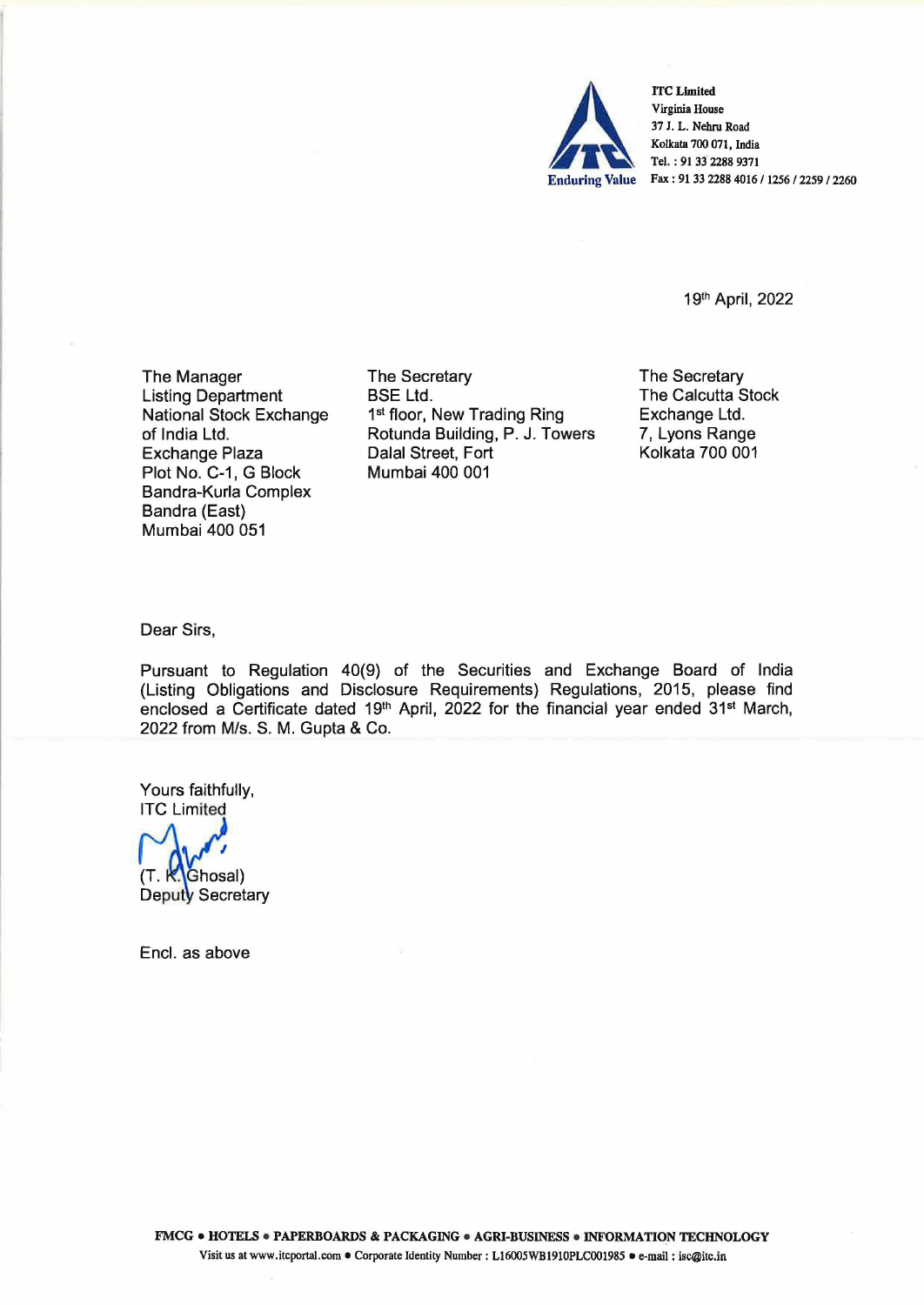ITC Limited
Virginia House
37 J. L. Nehru Road
Kolkata 700 071, India
Tel. : 91 33 2288 9371
Fax : 91 33 2288 4016 / 1256 / 2259 / 2260

Enduring Value

19th April, 2022

The Manager
Listing Department
National Stock Exchange of India Ltd.
Exchange Plaza
Plot No. C-1, G Block
Bandra-Kurla Complex
Bandra (East)
Mumbai 400 051

The Secretary
BSE Ltd.
1st floor, New Trading Ring
Rotunda Building, P. J. Towers
Dalal Street, Fort
Mumbai 400 001

The Secretary
The Calcutta Stock Exchange Ltd.
7, Lyons Range
Kolkata 700 001

Dear Sirs,

Pursuant to Regulation 40(9) of the Securities and Exchange Board of India (Listing Obligations and Disclosure Requirements) Regulations, 2015, please find enclosed a Certificate dated 19th April, 2022 for the financial year ended 31st March, 2022 from M/s. S. M. Gupta & Co.

Yours faithfully,
ITC Limited

(T. K. Ghosal)
Deputy Secretary

Encl. as above

FMCG • HOTELS • PAPERBOARDS & PACKAGING • AGRI-BUSINESS • INFORMATION TECHNOLOGY
Visit us at www.itcportal.com • Corporate Identity Number : L16005WB1910PLC001985 • e-mail : isc@itc.in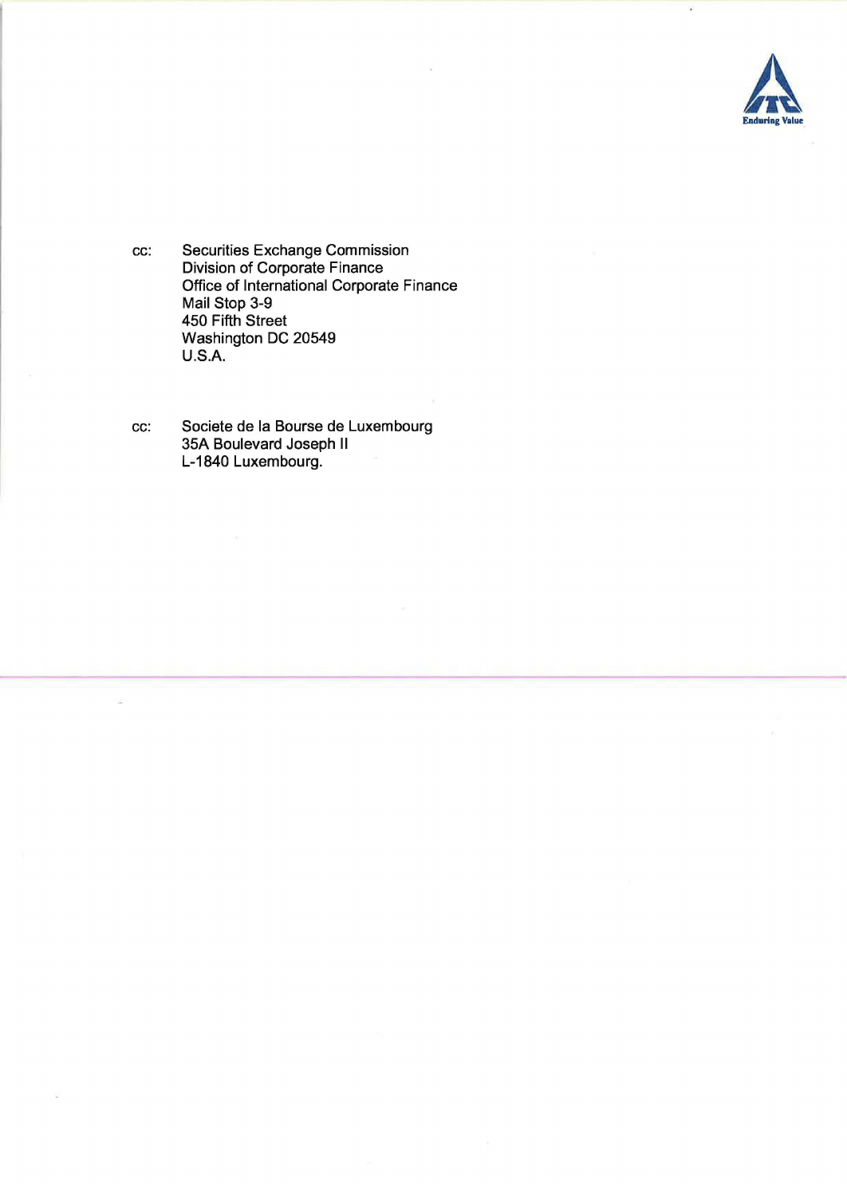cc: Securities Exchange Commission
Division of Corporate Finance
Office of International Corporate Finance
Mail Stop 3-9
450 Fifth Street
Washington DC 20549
U.S.A.

cc: Societe de la Bourse de Luxembourg
35A Boulevard Joseph II
L-1840 Luxembourg.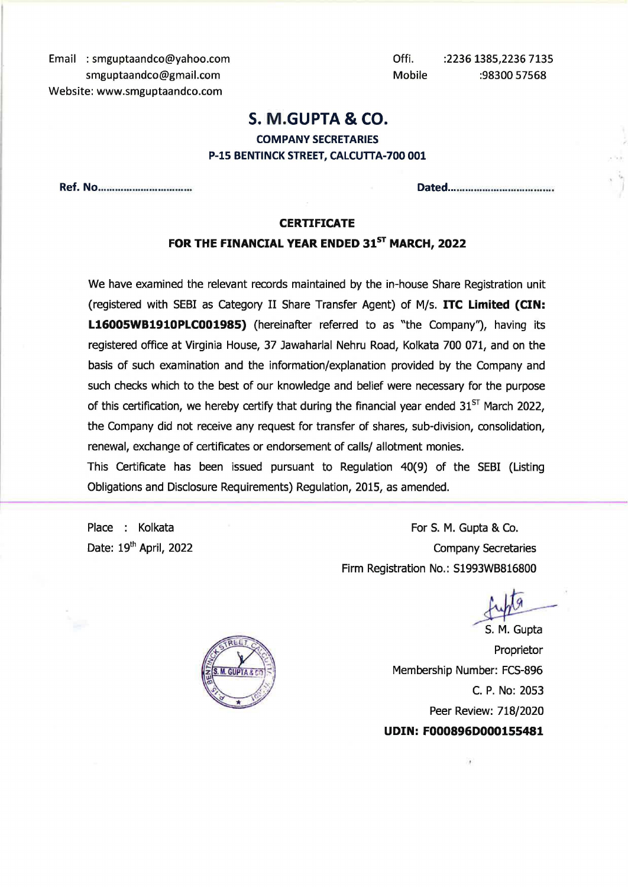Email : smguptaandco@yahoo.com
smguptaandco@gmail.com
Website: www.smguptaandco.com

Offi. :2236 1385,2236 7135
Mobile :98300 57568

# S. M.GUPTA & CO.

**COMPANY SECRETARIES**
**P-15 BENTINCK STREET, CALCUTTA-700 001**

**Ref. No.................................** **Dated....................................**

## CERTIFICATE

### FOR THE FINANCIAL YEAR ENDED 31ST MARCH, 2022

We have examined the relevant records maintained by the in-house Share Registration unit (registered with SEBI as Category II Share Transfer Agent) of M/s. **ITC Limited (CIN: L16005WB1910PLC001985)** (hereinafter referred to as "the Company"), having its registered office at Virginia House, 37 Jawaharlal Nehru Road, Kolkata 700 071, and on the basis of such examination and the information/explanation provided by the Company and such checks which to the best of our knowledge and belief were necessary for the purpose of this certification, we hereby certify that during the financial year ended 31ST March 2022, the Company did not receive any request for transfer of shares, sub-division, consolidation, renewal, exchange of certificates or endorsement of calls/ allotment monies.

This Certificate has been issued pursuant to Regulation 40(9) of the SEBI (Listing Obligations and Disclosure Requirements) Regulation, 2015, as amended.

Place : Kolkata
Date: 19th April, 2022

For S. M. Gupta & Co.
Company Secretaries
Firm Registration No.: S1993WB816800

S. M. Gupta
Proprietor
Membership Number: FCS-896
C. P. No: 2053
Peer Review: 718/2020
**UDIN: F000896D000155481**